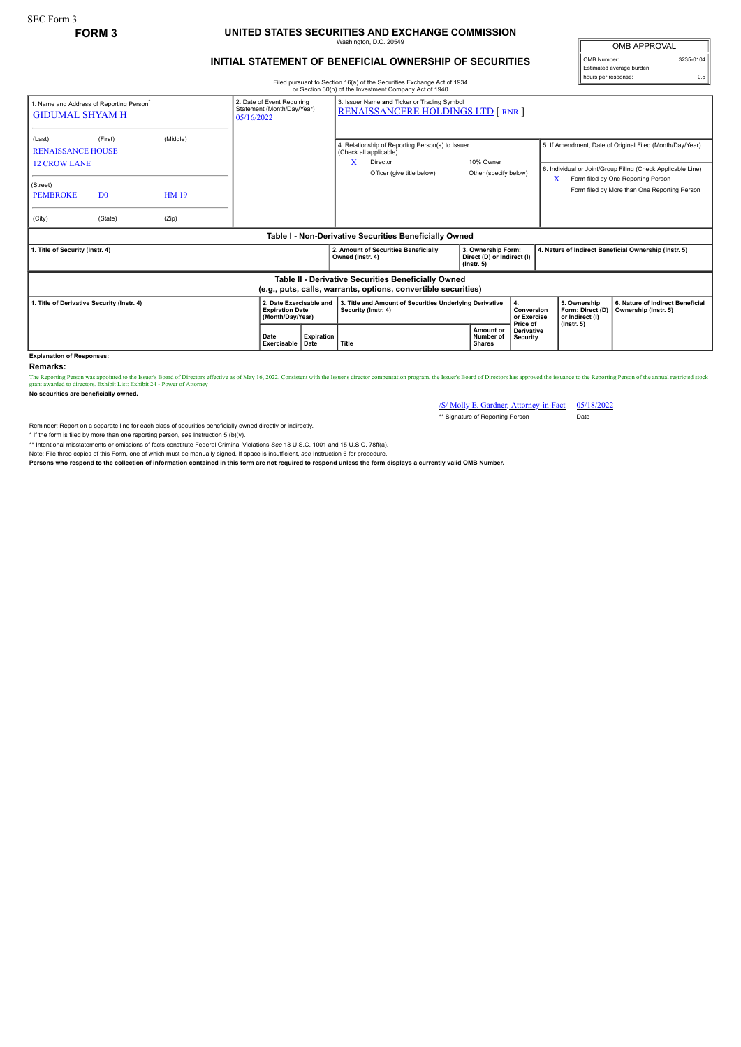SEC Form 3

**FORM 3**

# UNITED STATES SECURITIES AND EXCHANGE COMMISSION

Washington, D.C. 20549

## INITIAL STATEMENT OF BENEFICIAL OWNERSHIP OF SECURITIES

Filed pursuant to Section 16(a) of the Securities Exchange Act of 1934 or Section 30(h) of the Investment Company Act of 1940

| OMB APPROVAL | |
|---|---|
| OMB Number: | 3235-0104 |
| Estimated average burden hours per response: | 0.5 |

| 1. Name and Address of Reporting Person* | 2. Date of Event Requiring Statement (Month/Day/Year) | 3. Issuer Name and Ticker or Trading Symbol |
|---|---|---|
| GIDUMAL SHYAM H | 05/16/2022 | RENAISSANCERE HOLDINGS LTD [ RNR ] |
| (Last) (First) (Middle) RENAISSANCE HOUSE 12 CROW LANE | | 4. Relationship of Reporting Person(s) to Issuer (Check all applicable): X Director; 10% Owner; Officer (give title below); Other (specify below) |
| (Street) PEMBROKE D0 HM 19 | | 5. If Amendment, Date of Original Filed (Month/Day/Year) |
| (City) (State) (Zip) | | 6. Individual or Joint/Group Filing (Check Applicable Line): X Form filed by One Reporting Person; Form filed by More than One Reporting Person |

**Table I - Non-Derivative Securities Beneficially Owned**

| 1. Title of Security (Instr. 4) | 2. Amount of Securities Beneficially Owned (Instr. 4) | 3. Ownership Form: Direct (D) or Indirect (I) (Instr. 5) | 4. Nature of Indirect Beneficial Ownership (Instr. 5) |
|---|---|---|---|

**Table II - Derivative Securities Beneficially Owned (e.g., puts, calls, warrants, options, convertible securities)**

| 1. Title of Derivative Security (Instr. 4) | 2. Date Exercisable and Expiration Date (Month/Day/Year) | | 3. Title and Amount of Securities Underlying Derivative Security (Instr. 4) | | 4. Conversion or Exercise Price of Derivative Security | 5. Ownership Form: Direct (D) or Indirect (I) (Instr. 5) | 6. Nature of Indirect Beneficial Ownership (Instr. 5) |
|---|---|---|---|---|---|---|---|
| | Date Exercisable | Expiration Date | Title | Amount or Number of Shares | | | |

**Explanation of Responses:**

**Remarks:**

The Reporting Person was appointed to the Issuer's Board of Directors effective as of May 16, 2022. Consistent with the Issuer's director compensation program, the Issuer's Board of Directors has approved the issuance to the Reporting Person of the annual restricted stock grant awarded to directors. Exhibit List: Exhibit 24 - Power of Attorney

**No securities are beneficially owned.**

| /S/ Molly E. Gardner, Attorney-in-Fact | 05/18/2022 |
|---|---|
| ** Signature of Reporting Person | Date |

Reminder: Report on a separate line for each class of securities beneficially owned directly or indirectly.

* If the form is filed by more than one reporting person, *see* Instruction 5 (b)(v).

** Intentional misstatements or omissions of facts constitute Federal Criminal Violations *See* 18 U.S.C. 1001 and 15 U.S.C. 78ff(a).

Note: File three copies of this Form, one of which must be manually signed. If space is insufficient, *see* Instruction 6 for procedure.

**Persons who respond to the collection of information contained in this form are not required to respond unless the form displays a currently valid OMB Number.**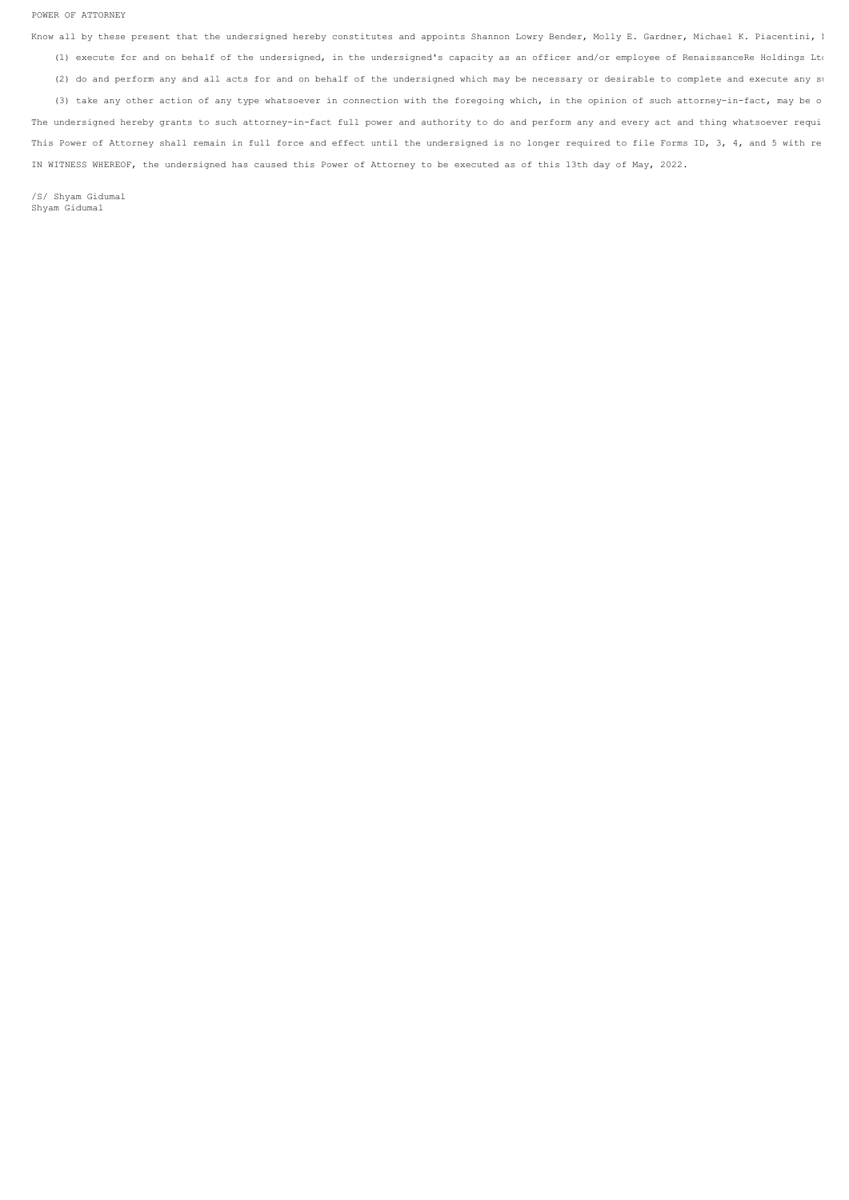POWER OF ATTORNEY

Know all by these present that the undersigned hereby constitutes and appoints Shannon Lowry Bender, Molly E. Gardner, Michael K. Piacentini, I

(1) execute for and on behalf of the undersigned, in the undersigned's capacity as an officer and/or employee of RenaissanceRe Holdings Ltd

(2) do and perform any and all acts for and on behalf of the undersigned which may be necessary or desirable to complete and execute any su

(3) take any other action of any type whatsoever in connection with the foregoing which, in the opinion of such attorney-in-fact, may be o

The undersigned hereby grants to such attorney-in-fact full power and authority to do and perform any and every act and thing whatsoever requi

This Power of Attorney shall remain in full force and effect until the undersigned is no longer required to file Forms ID, 3, 4, and 5 with re

IN WITNESS WHEREOF, the undersigned has caused this Power of Attorney to be executed as of this 13th day of May, 2022.

/S/ Shyam Gidumal
Shyam Gidumal